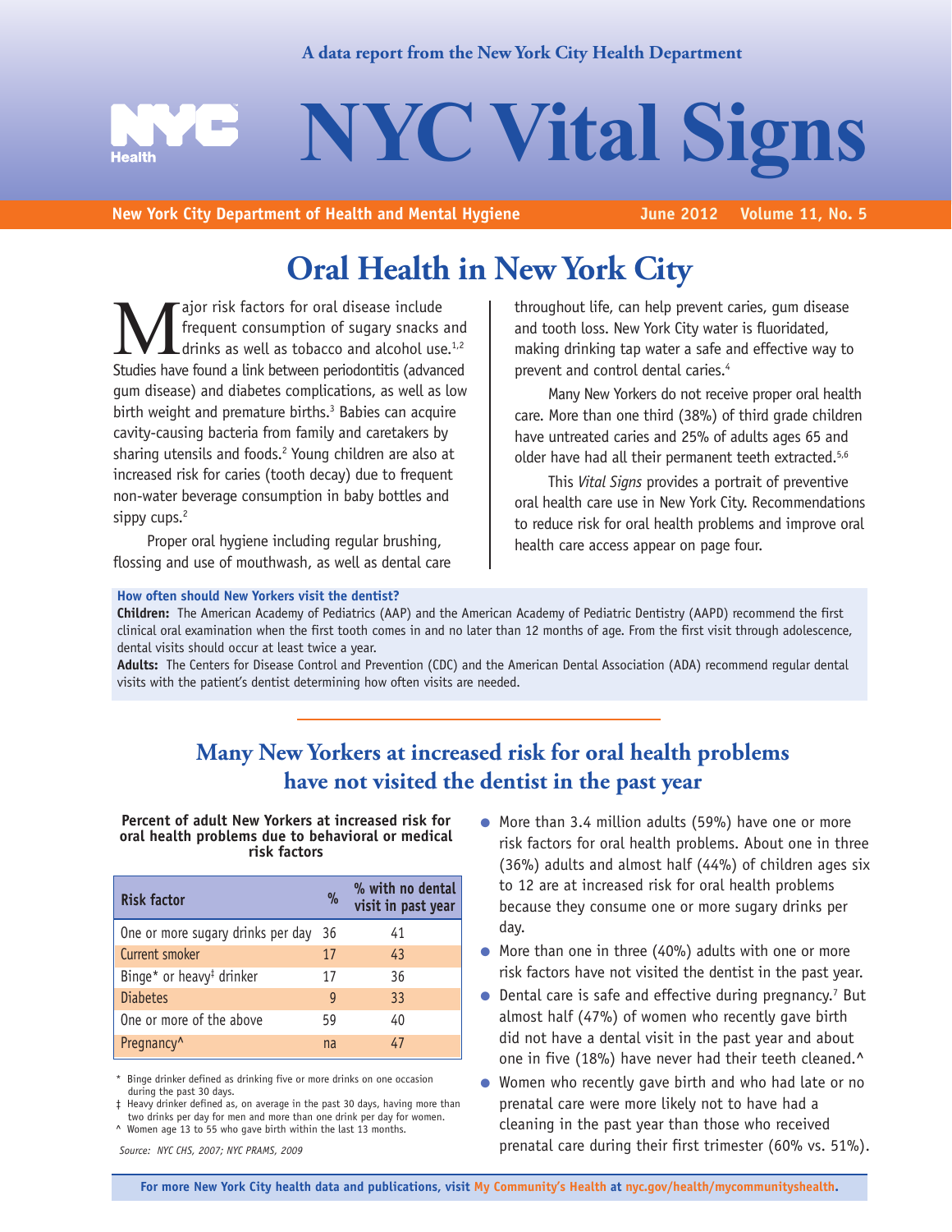A data report from the New York City Health Department

# NYC Vital Signs

New York City Department of Health and Mental Hygiene — June 2012 — Volume 11, No. 5

## Oral Health in New York City

Major risk factors for oral disease include frequent consumption of sugary snacks and drinks as well as tobacco and alcohol use.[1,2] Studies have found a link between periodontitis (advanced gum disease) and diabetes complications, as well as low birth weight and premature births.[3] Babies can acquire cavity-causing bacteria from family and caretakers by sharing utensils and foods.[2] Young children are also at increased risk for caries (tooth decay) due to frequent non-water beverage consumption in baby bottles and sippy cups.[2]

Proper oral hygiene including regular brushing, flossing and use of mouthwash, as well as dental care throughout life, can help prevent caries, gum disease and tooth loss. New York City water is fluoridated, making drinking tap water a safe and effective way to prevent and control dental caries.[4]

Many New Yorkers do not receive proper oral health care. More than one third (38%) of third grade children have untreated caries and 25% of adults ages 65 and older have had all their permanent teeth extracted.[5,6]

This *Vital Signs* provides a portrait of preventive oral health care use in New York City. Recommendations to reduce risk for oral health problems and improve oral health care access appear on page four.

**How often should New Yorkers visit the dentist?**

**Children:** The American Academy of Pediatrics (AAP) and the American Academy of Pediatric Dentistry (AAPD) recommend the first clinical oral examination when the first tooth comes in and no later than 12 months of age. From the first visit through adolescence, dental visits should occur at least twice a year.

**Adults:** The Centers for Disease Control and Prevention (CDC) and the American Dental Association (ADA) recommend regular dental visits with the patient's dentist determining how often visits are needed.

## Many New Yorkers at increased risk for oral health problems have not visited the dentist in the past year

**Percent of adult New Yorkers at increased risk for oral health problems due to behavioral or medical risk factors**

| Risk factor | % | % with no dental visit in past year |
|---|---|---|
| One or more sugary drinks per day | 36 | 41 |
| Current smoker | 17 | 43 |
| Binge* or heavy‡ drinker | 17 | 36 |
| Diabetes | 9 | 33 |
| One or more of the above | 59 | 40 |
| Pregnancy^ | na | 47 |

\* Binge drinker defined as drinking five or more drinks on one occasion during the past 30 days.
‡ Heavy drinker defined as, on average in the past 30 days, having more than two drinks per day for men and more than one drink per day for women.
^ Women age 13 to 55 who gave birth within the last 13 months.

*Source: NYC CHS, 2007; NYC PRAMS, 2009*

- More than 3.4 million adults (59%) have one or more risk factors for oral health problems. About one in three (36%) adults and almost half (44%) of children ages six to 12 are at increased risk for oral health problems because they consume one or more sugary drinks per day.
- More than one in three (40%) adults with one or more risk factors have not visited the dentist in the past year.
- Dental care is safe and effective during pregnancy.[7] But almost half (47%) of women who recently gave birth did not have a dental visit in the past year and about one in five (18%) have never had their teeth cleaned.^
- Women who recently gave birth and who had late or no prenatal care were more likely not to have had a cleaning in the past year than those who received prenatal care during their first trimester (60% vs. 51%).

For more New York City health data and publications, visit My Community's Health at nyc.gov/health/mycommunityshealth.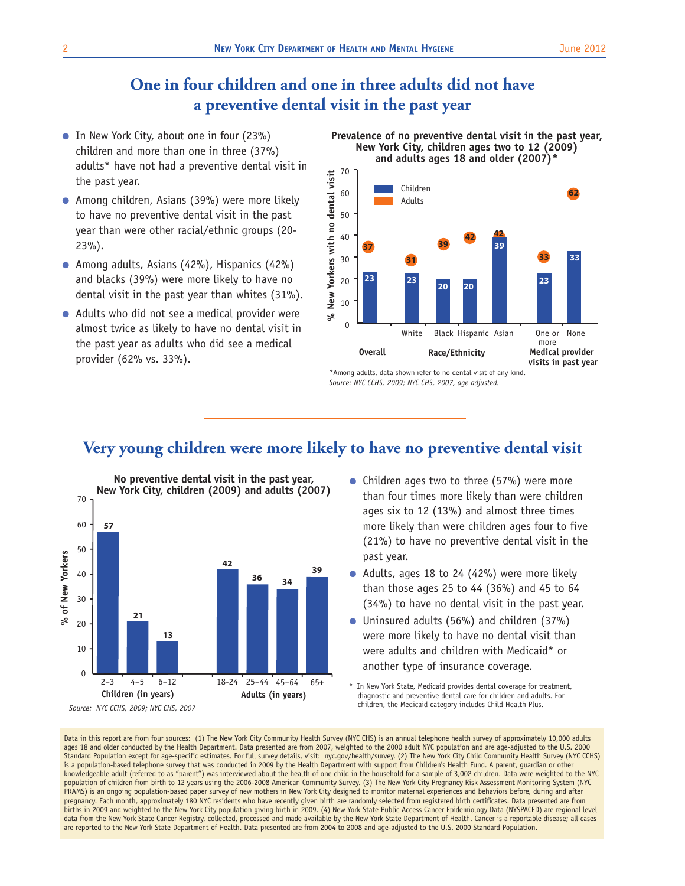## One in four children and one in three adults did not have a preventive dental visit in the past year

- In New York City, about one in four (23%) children and more than one in three (37%) adults* have not had a preventive dental visit in the past year.
- Among children, Asians (39%) were more likely to have no preventive dental visit in the past year than were other racial/ethnic groups (20-23%).
- Among adults, Asians (42%), Hispanics (42%) and blacks (39%) were more likely to have no dental visit in the past year than whites (31%).
- Adults who did not see a medical provider were almost twice as likely to have no dental visit in the past year as adults who did see a medical provider (62% vs. 33%).

**Prevalence of no preventive dental visit in the past year, New York City, children ages two to 12 (2009) and adults ages 18 and older (2007)***

| Category | Group | Children | Adults |
|---|---|---|---|
| Overall | | 23 | 37 |
| Race/Ethnicity | White | 23 | 31 |
| | Black | 20 | 39 |
| | Hispanic | 20 | 42 |
| | Asian | 39 | 42 |
| Medical provider visits in past year | One or more | 23 | 33 |
| | None | 33 | 62 |

% New Yorkers with no dental visit

*Among adults, data shown refer to no dental visit of any kind.
*Source: NYC CCHS, 2009; NYC CHS, 2007, age adjusted.*

## Very young children were more likely to have no preventive dental visit

**No preventive dental visit in the past year, New York City, children (2009) and adults (2007)**

| Group | Age (in years) | % of New Yorkers |
|---|---|---|
| Children | 2–3 | 57 |
| | 4–5 | 21 |
| | 6–12 | 13 |
| Adults | 18-24 | 42 |
| | 25–44 | 36 |
| | 45–64 | 34 |
| | 65+ | 39 |

*Source: NYC CCHS, 2009; NYC CHS, 2007*

- Children ages two to three (57%) were more than four times more likely than were children ages six to 12 (13%) and almost three times more likely than were children ages four to five (21%) to have no preventive dental visit in the past year.
- Adults, ages 18 to 24 (42%) were more likely than those ages 25 to 44 (36%) and 45 to 64 (34%) to have no dental visit in the past year.
- Uninsured adults (56%) and children (37%) were more likely to have no dental visit than were adults and children with Medicaid* or another type of insurance coverage.

\* In New York State, Medicaid provides dental coverage for treatment, diagnostic and preventive dental care for children and adults. For children, the Medicaid category includes Child Health Plus.

Data in this report are from four sources: (1) The New York City Community Health Survey (NYC CHS) is an annual telephone health survey of approximately 10,000 adults ages 18 and older conducted by the Health Department. Data presented are from 2007, weighted to the 2000 adult NYC population and are age-adjusted to the U.S. 2000 Standard Population except for age-specific estimates. For full survey details, visit: nyc.gov/health/survey. (2) The New York City Child Community Health Survey (NYC CCHS) is a population-based telephone survey that was conducted in 2009 by the Health Department with support from Children's Health Fund. A parent, guardian or other knowledgeable adult (referred to as "parent") was interviewed about the health of one child in the household for a sample of 3,002 children. Data were weighted to the NYC population of children from birth to 12 years using the 2006-2008 American Community Survey. (3) The New York City Pregnancy Risk Assessment Monitoring System (NYC PRAMS) is an ongoing population-based paper survey of new mothers in New York City designed to monitor maternal experiences and behaviors before, during and after pregnancy. Each month, approximately 180 NYC residents who have recently given birth are randomly selected from registered birth certificates. Data presented are from births in 2009 and weighted to the New York City population giving birth in 2009. (4) New York State Public Access Cancer Epidemiology Data (NYSPACED) are regional level data from the New York State Cancer Registry, collected, processed and made available by the New York State Department of Health. Cancer is a reportable disease; all cases are reported to the New York State Department of Health. Data presented are from 2004 to 2008 and age-adjusted to the U.S. 2000 Standard Population.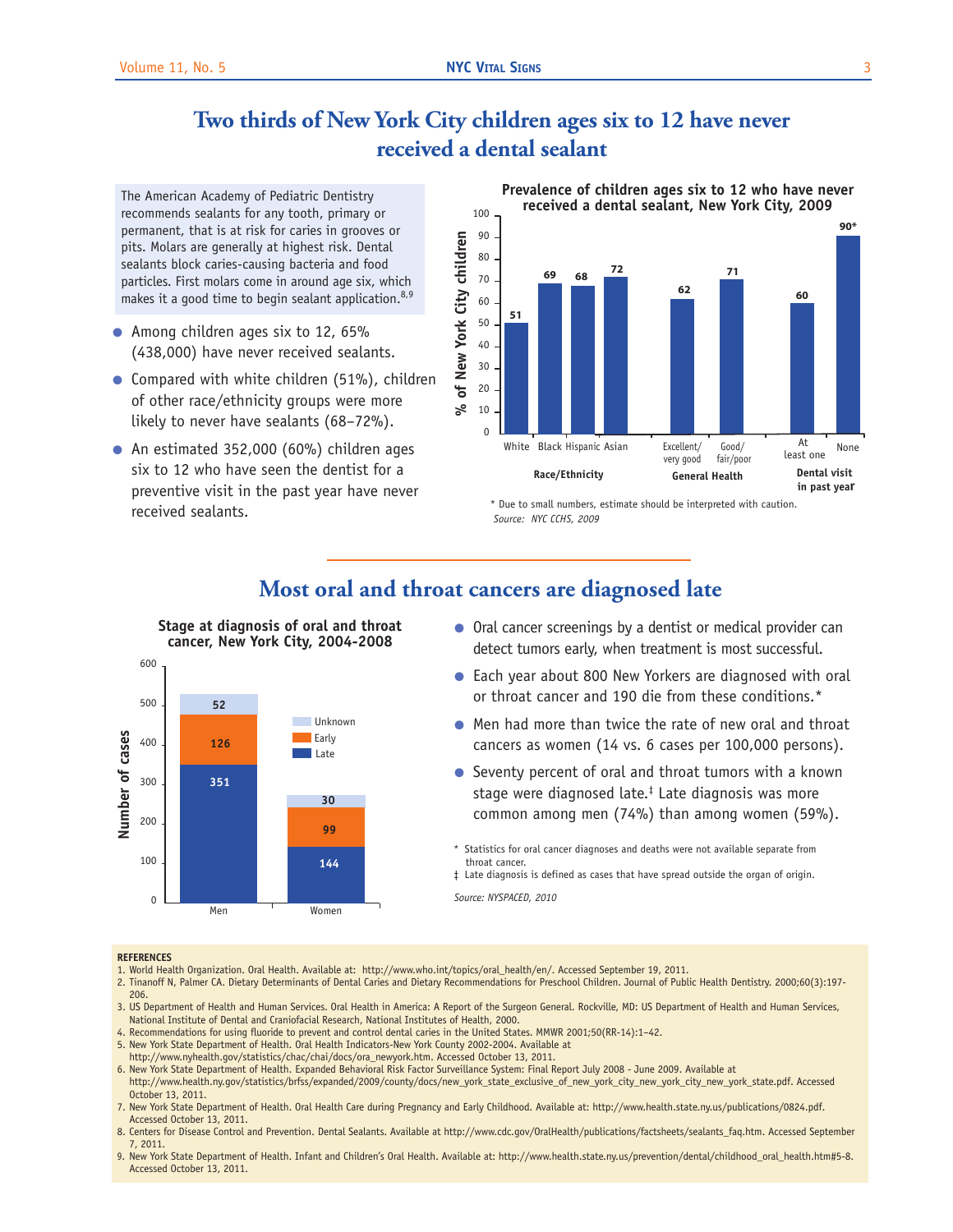## Two thirds of New York City children ages six to 12 have never received a dental sealant

The American Academy of Pediatric Dentistry recommends sealants for any tooth, primary or permanent, that is at risk for caries in grooves or pits. Molars are generally at highest risk. Dental sealants block caries-causing bacteria and food particles. First molars come in around age six, which makes it a good time to begin sealant application.[8,9]

- Among children ages six to 12, 65% (438,000) have never received sealants.
- Compared with white children (51%), children of other race/ethnicity groups were more likely to never have sealants (68–72%).
- An estimated 352,000 (60%) children ages six to 12 who have seen the dentist for a preventive visit in the past year have never received sealants.

**Prevalence of children ages six to 12 who have never received a dental sealant, New York City, 2009**

| Category | Group | % of New York City children |
|---|---|---|
| Race/Ethnicity | White | 51 |
| | Black | 69 |
| | Hispanic | 68 |
| | Asian | 72 |
| General Health | Excellent/very good | 62 |
| | Good/fair/poor | 71 |
| Dental visit in past year | At least one | 60 |
| | None | 90* |

\* Due to small numbers, estimate should be interpreted with caution.

*Source: NYC CCHS, 2009*

## Most oral and throat cancers are diagnosed late

**Stage at diagnosis of oral and throat cancer, New York City, 2004-2008**

| Stage | Men | Women |
|---|---|---|
| Unknown | 52 | 30 |
| Early | 126 | 99 |
| Late | 351 | 144 |

- Oral cancer screenings by a dentist or medical provider can detect tumors early, when treatment is most successful.
- Each year about 800 New Yorkers are diagnosed with oral or throat cancer and 190 die from these conditions.*
- Men had more than twice the rate of new oral and throat cancers as women (14 vs. 6 cases per 100,000 persons).
- Seventy percent of oral and throat tumors with a known stage were diagnosed late.‡ Late diagnosis was more common among men (74%) than among women (59%).

\* Statistics for oral cancer diagnoses and deaths were not available separate from throat cancer.

‡ Late diagnosis is defined as cases that have spread outside the organ of origin.

*Source: NYSPACED, 2010*

**REFERENCES**

1. World Health Organization. Oral Health. Available at: http://www.who.int/topics/oral_health/en/. Accessed September 19, 2011.
2. Tinanoff N, Palmer CA. Dietary Determinants of Dental Caries and Dietary Recommendations for Preschool Children. Journal of Public Health Dentistry. 2000;60(3):197-206.
3. US Department of Health and Human Services. Oral Health in America: A Report of the Surgeon General. Rockville, MD: US Department of Health and Human Services, National Institute of Dental and Craniofacial Research, National Institutes of Health, 2000.
4. Recommendations for using fluoride to prevent and control dental caries in the United States. MMWR 2001;50(RR-14):1–42.
5. New York State Department of Health. Oral Health Indicators-New York County 2002-2004. Available at http://www.nyhealth.gov/statistics/chac/chai/docs/ora_newyork.htm. Accessed October 13, 2011.
6. New York State Department of Health. Expanded Behavioral Risk Factor Surveillance System: Final Report July 2008 - June 2009. Available at http://www.health.ny.gov/statistics/brfss/expanded/2009/county/docs/new_york_state_exclusive_of_new_york_city_new_york_state.pdf. Accessed October 13, 2011.
7. New York State Department of Health. Oral Health Care during Pregnancy and Early Childhood. Available at: http://www.health.state.ny.us/publications/0824.pdf. Accessed October 13, 2011.
8. Centers for Disease Control and Prevention. Dental Sealants. Available at http://www.cdc.gov/OralHealth/publications/factsheets/sealants_faq.htm. Accessed September 7, 2011.
9. New York State Department of Health. Infant and Children's Oral Health. Available at: http://www.health.state.ny.us/prevention/dental/childhood_oral_health.htm#5-8. Accessed October 13, 2011.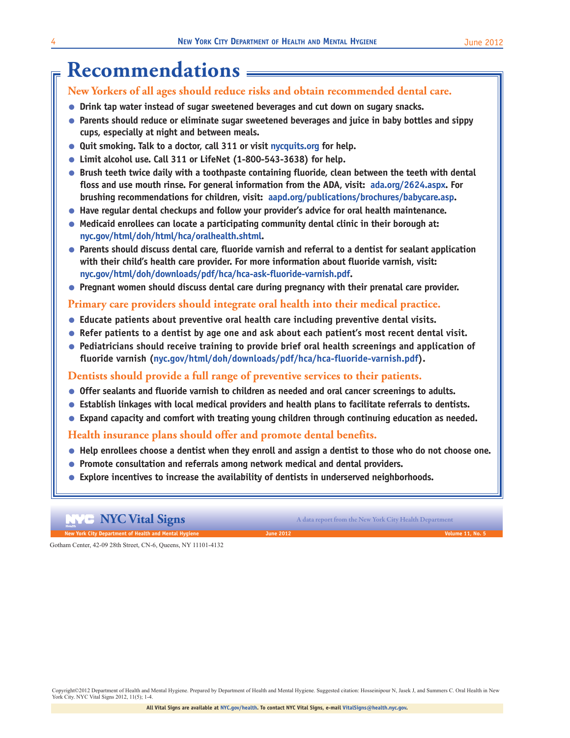# Recommendations

## New Yorkers of all ages should reduce risks and obtain recommended dental care.

- **Drink tap water instead of sugar sweetened beverages and cut down on sugary snacks.**
- **Parents should reduce or eliminate sugar sweetened beverages and juice in baby bottles and sippy cups, especially at night and between meals.**
- **Quit smoking. Talk to a doctor, call 311 or visit nycquits.org for help.**
- **Limit alcohol use. Call 311 or LifeNet (1-800-543-3638) for help.**
- **Brush teeth twice daily with a toothpaste containing fluoride, clean between the teeth with dental floss and use mouth rinse. For general information from the ADA, visit: ada.org/2624.aspx. For brushing recommendations for children, visit: aapd.org/publications/brochures/babycare.asp.**
- **Have regular dental checkups and follow your provider's advice for oral health maintenance.**
- **Medicaid enrollees can locate a participating community dental clinic in their borough at: nyc.gov/html/doh/html/hca/oralhealth.shtml.**
- **Parents should discuss dental care, fluoride varnish and referral to a dentist for sealant application with their child's health care provider. For more information about fluoride varnish, visit: nyc.gov/html/doh/downloads/pdf/hca/hca-ask-fluoride-varnish.pdf.**
- **Pregnant women should discuss dental care during pregnancy with their prenatal care provider.**

## Primary care providers should integrate oral health into their medical practice.

- **Educate patients about preventive oral health care including preventive dental visits.**
- **Refer patients to a dentist by age one and ask about each patient's most recent dental visit.**
- **Pediatricians should receive training to provide brief oral health screenings and application of fluoride varnish (nyc.gov/html/doh/downloads/pdf/hca/hca-fluoride-varnish.pdf).**

## Dentists should provide a full range of preventive services to their patients.

- **Offer sealants and fluoride varnish to children as needed and oral cancer screenings to adults.**
- **Establish linkages with local medical providers and health plans to facilitate referrals to dentists.**
- **Expand capacity and comfort with treating young children through continuing education as needed.**

## Health insurance plans should offer and promote dental benefits.

- **Help enrollees choose a dentist when they enroll and assign a dentist to those who do not choose one.**
- **Promote consultation and referrals among network medical and dental providers.**
- **Explore incentives to increase the availability of dentists in underserved neighborhoods.**

NYC Vital Signs

A data report from the New York City Health Department

New York City Department of Health and Mental Hygiene | June 2012 | Volume 11, No. 5

Gotham Center, 42-09 28th Street, CN-6, Queens, NY 11101-4132

Copyright©2012 Department of Health and Mental Hygiene. Prepared by Department of Health and Mental Hygiene. Suggested citation: Hosseinipour N, Jasek J, and Summers C. Oral Health in New York City. NYC Vital Signs 2012, 11(5); 1-4.

All Vital Signs are available at NYC.gov/health. To contact NYC Vital Signs, e-mail VitalSigns@health.nyc.gov.